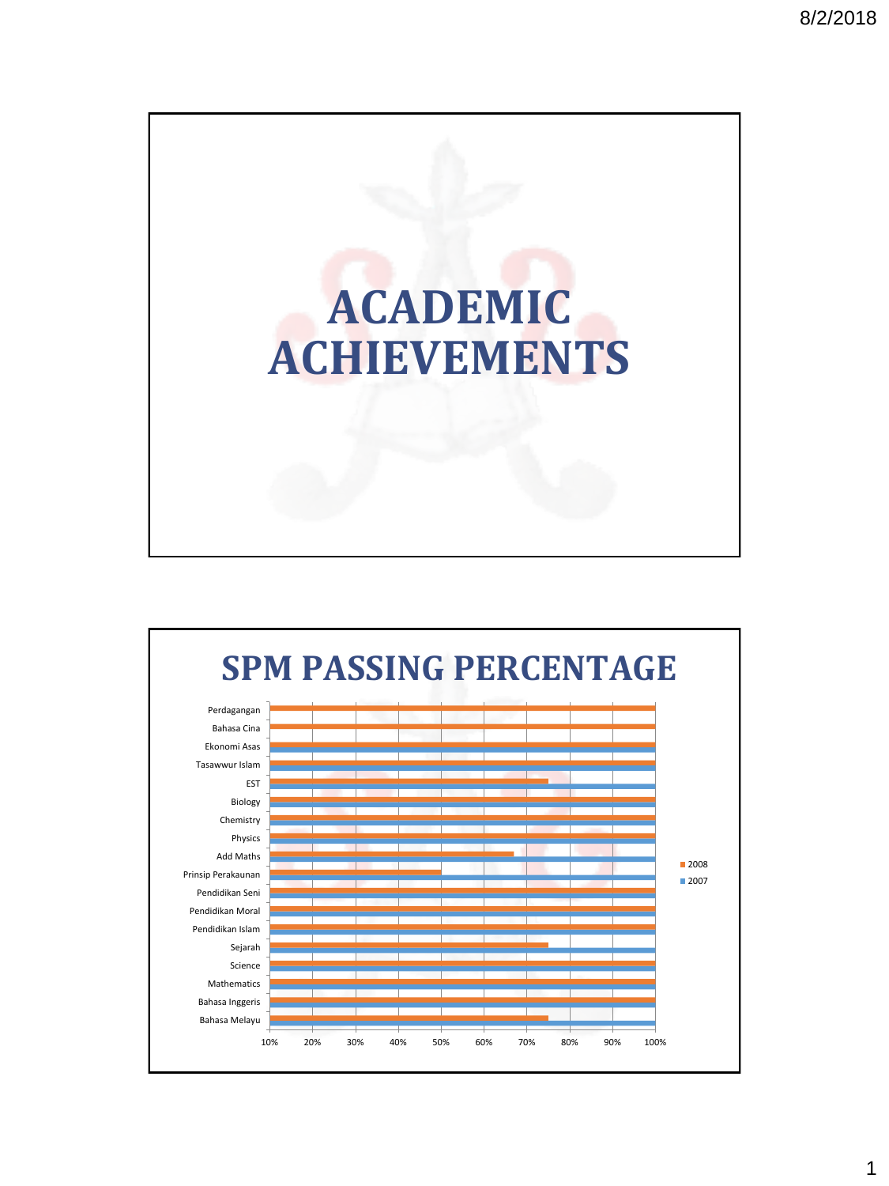# ACADEMIC ACHIEVEMENTS

# SPM PASSING PERCENTAGE

Perdagangan
Bahasa Cina
Ekonomi Asas
Tasawwur Islam
EST
Biology
Chemistry
Physics
Add Maths
Prinsip Perakaunan
Pendidikan Seni
Pendidikan Moral
Pendidikan Islam
Sejarah
Science
Mathematics
Bahasa Inggeris
Bahasa Melayu

10% 20% 30% 40% 50% 60% 70% 80% 90% 100%

2008
2007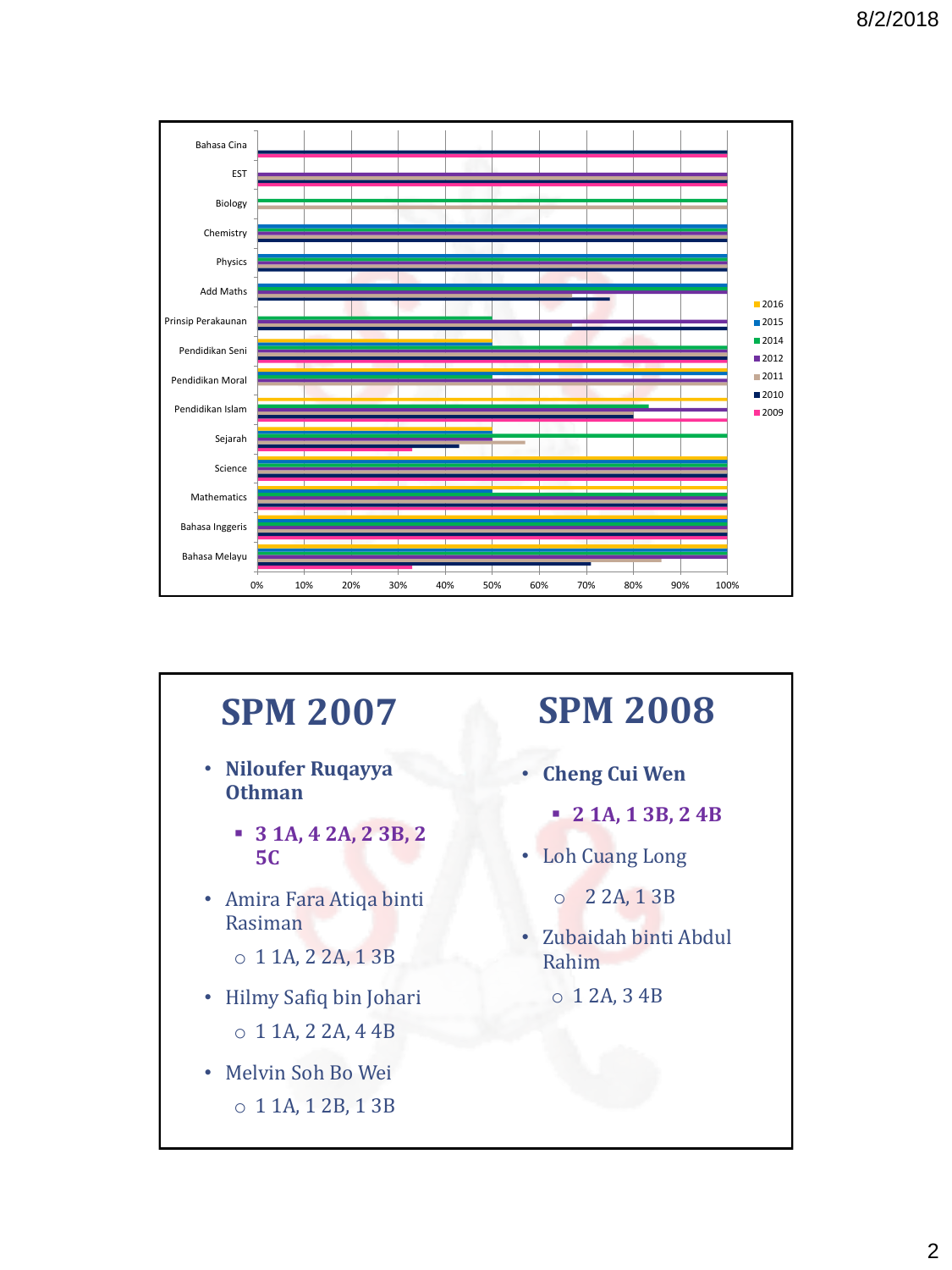Bahasa Cina
EST
Biology
Chemistry
Physics
Add Maths
Prinsip Perakaunan
Pendidikan Seni
Pendidikan Moral
Pendidikan Islam
Sejarah
Science
Mathematics
Bahasa Inggeris
Bahasa Melayu

0% 10% 20% 30% 40% 50% 60% 70% 80% 90% 100%

2016
2015
2014
2012
2011
2010
2009

# SPM 2007

- **Niloufer Ruqayya Othman**
  - **3 1A, 4 2A, 2 3B, 2 5C**
- Amira Fara Atiqa binti Rasiman
  - 1 1A, 2 2A, 1 3B
- Hilmy Safiq bin Johari
  - 1 1A, 2 2A, 4 4B
- Melvin Soh Bo Wei
  - 1 1A, 1 2B, 1 3B

# SPM 2008

- **Cheng Cui Wen**
  - **2 1A, 1 3B, 2 4B**
- Loh Cuang Long
  - 2 2A, 1 3B
- Zubaidah binti Abdul Rahim
  - 1 2A, 3 4B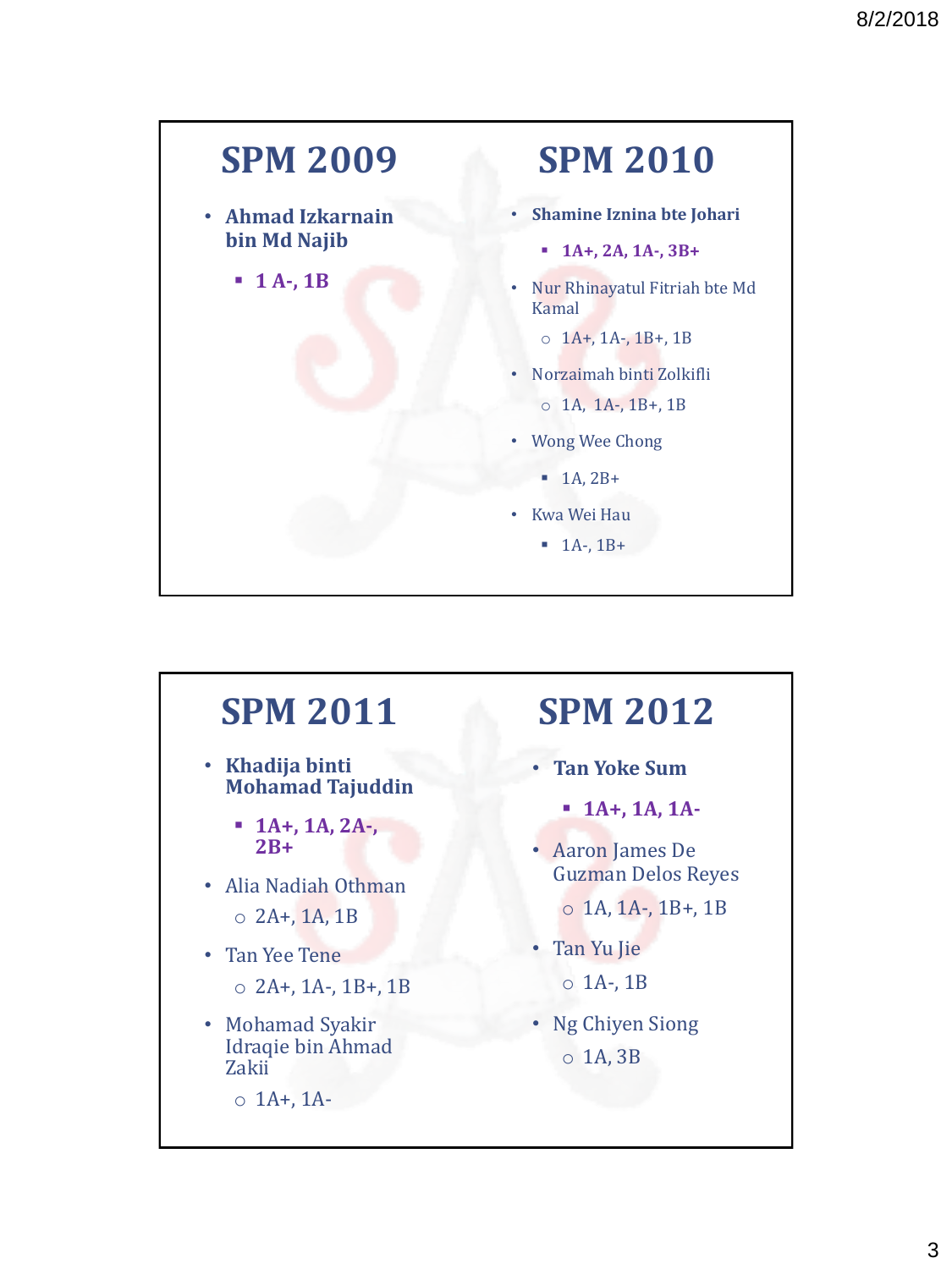# SPM 2009

- **Ahmad Izkarnain bin Md Najib**
  - **1 A-, 1B**

# SPM 2010

- **Shamine Iznina bte Johari**
  - **1A+, 2A, 1A-, 3B+**
- Nur Rhinayatul Fitriah bte Md Kamal
  - 1A+, 1A-, 1B+, 1B
- Norzaimah binti Zolkifli
  - 1A, 1A-, 1B+, 1B
- Wong Wee Chong
  - 1A, 2B+
- Kwa Wei Hau
  - 1A-, 1B+

# SPM 2011

- **Khadija binti Mohamad Tajuddin**
  - **1A+, 1A, 2A-, 2B+**
- Alia Nadiah Othman
  - 2A+, 1A, 1B
- Tan Yee Tene
  - 2A+, 1A-, 1B+, 1B
- Mohamad Syakir Idraqie bin Ahmad Zakii
  - 1A+, 1A-

# SPM 2012

- **Tan Yoke Sum**
  - **1A+, 1A, 1A-**
- Aaron James De Guzman Delos Reyes
  - 1A, 1A-, 1B+, 1B
- Tan Yu Jie
  - 1A-, 1B
- Ng Chiyen Siong
  - 1A, 3B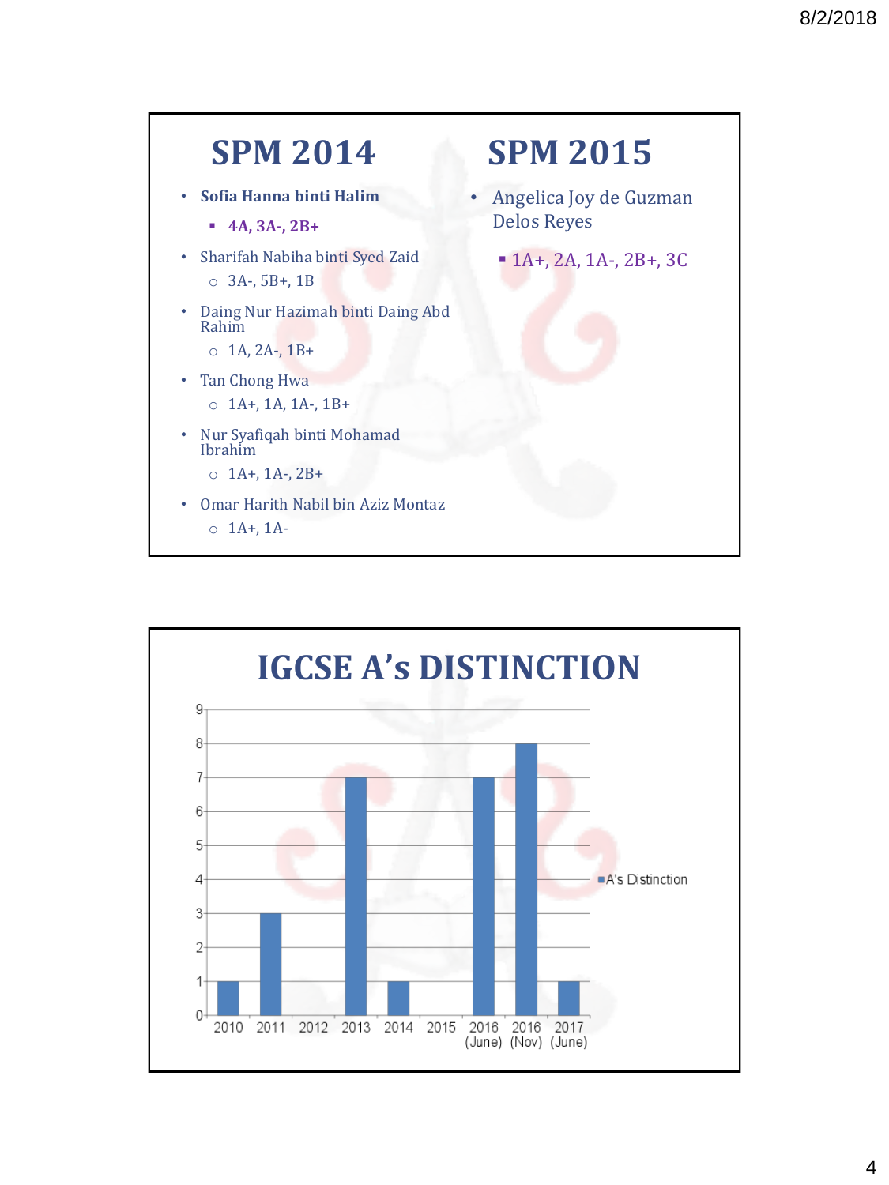## SPM 2014

- **Sofia Hanna binti Halim**
  - **4A, 3A-, 2B+**
- Sharifah Nabiha binti Syed Zaid
  - 3A-, 5B+, 1B
- Daing Nur Hazimah binti Daing Abd Rahim
  - 1A, 2A-, 1B+
- Tan Chong Hwa
  - 1A+, 1A, 1A-, 1B+
- Nur Syafiqah binti Mohamad Ibrahim
  - 1A+, 1A-, 2B+
- Omar Harith Nabil bin Aziz Montaz
  - 1A+, 1A-

## SPM 2015

- Angelica Joy de Guzman Delos Reyes
  - 1A+, 2A, 1A-, 2B+, 3C

## IGCSE A's DISTINCTION

| Year | A's Distinction |
|---|---|
| 2010 | 1 |
| 2011 | 3 |
| 2012 | 0 |
| 2013 | 7 |
| 2014 | 1 |
| 2015 | 0 |
| 2016 (June) | 7 |
| 2016 (Nov) | 8 |
| 2017 (June) | 1 |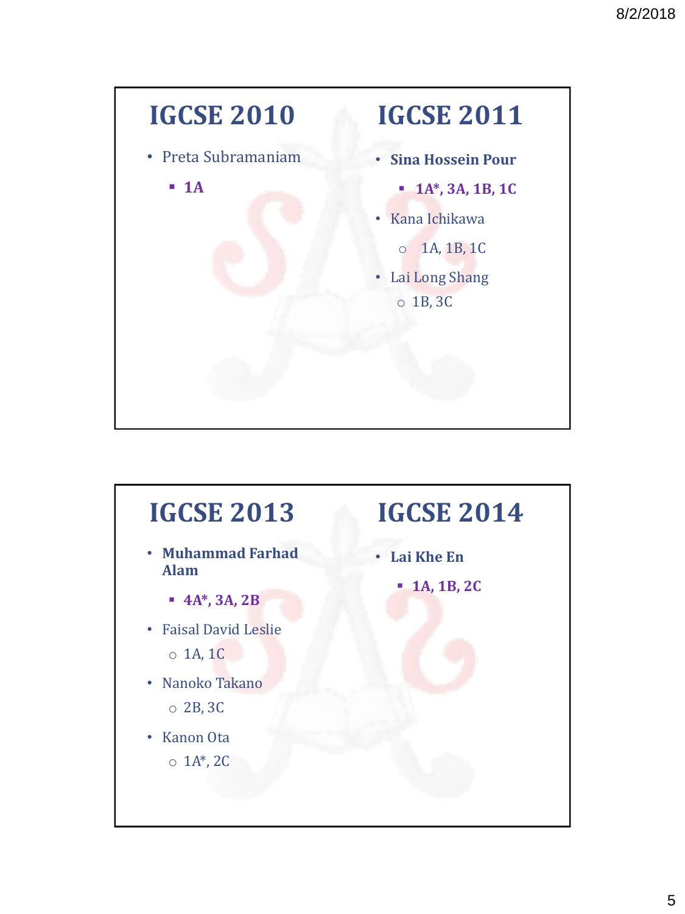## IGCSE 2010

- Preta Subramaniam
  - **1A**

## IGCSE 2011

- **Sina Hossein Pour**
  - **1A*, 3A, 1B, 1C**
- Kana Ichikawa
  - 1A, 1B, 1C
- Lai Long Shang
  - 1B, 3C

## IGCSE 2013

- **Muhammad Farhad Alam**
  - **4A*, 3A, 2B**
- Faisal David Leslie
  - 1A, 1C
- Nanoko Takano
  - 2B, 3C
- Kanon Ota
  - 1A*, 2C

## IGCSE 2014

- **Lai Khe En**
  - **1A, 1B, 2C**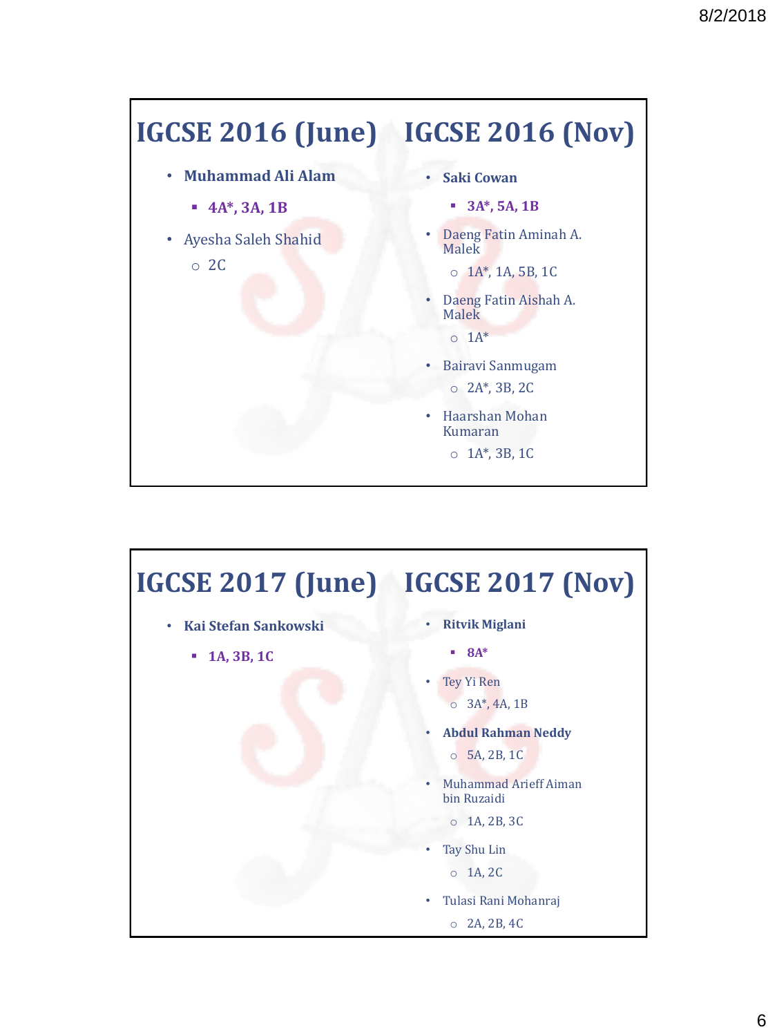## IGCSE 2016 (June)

- **Muhammad Ali Alam**
  - **4A*, 3A, 1B**
- Ayesha Saleh Shahid
  - 2C

## IGCSE 2016 (Nov)

- **Saki Cowan**
  - **3A*, 5A, 1B**
- Daeng Fatin Aminah A. Malek
  - 1A*, 1A, 5B, 1C
- Daeng Fatin Aishah A. Malek
  - 1A*
- Bairavi Sanmugam
  - 2A*, 3B, 2C
- Haarshan Mohan Kumaran
  - 1A*, 3B, 1C

## IGCSE 2017 (June)

- **Kai Stefan Sankowski**
  - **1A, 3B, 1C**

## IGCSE 2017 (Nov)

- **Ritvik Miglani**
  - **8A***
- Tey Yi Ren
  - 3A*, 4A, 1B
- **Abdul Rahman Neddy**
  - 5A, 2B, 1C
- Muhammad Arieff Aiman bin Ruzaidi
  - 1A, 2B, 3C
- Tay Shu Lin
  - 1A, 2C
- Tulasi Rani Mohanraj
  - 2A, 2B, 4C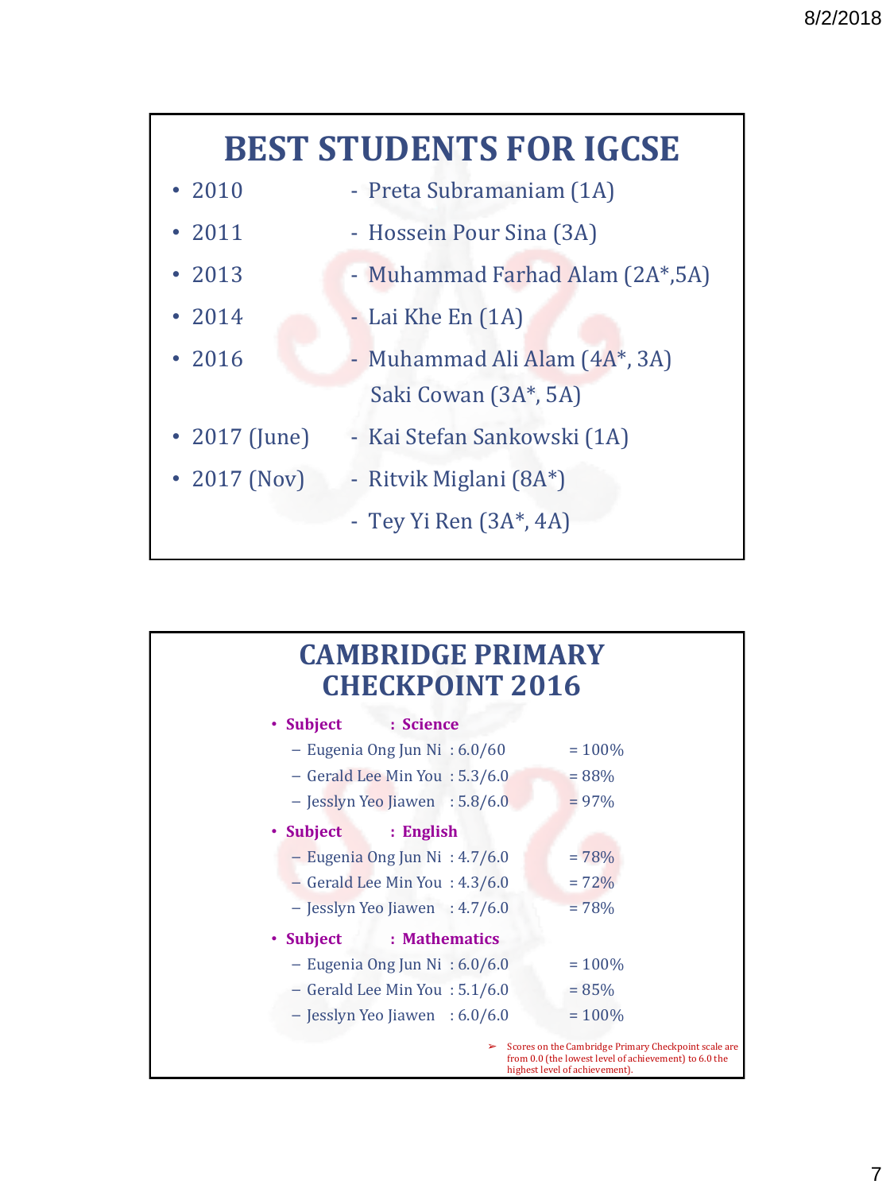# BEST STUDENTS FOR IGCSE

- 2010 - Preta Subramaniam (1A)
- 2011 - Hossein Pour Sina (3A)
- 2013 - Muhammad Farhad Alam (2A*,5A)
- 2014 - Lai Khe En (1A)
- 2016 - Muhammad Ali Alam (4A*, 3A)
  Saki Cowan (3A*, 5A)
- 2017 (June) - Kai Stefan Sankowski (1A)
- 2017 (Nov) - Ritvik Miglani (8A*)
  - Tey Yi Ren (3A*, 4A)

# CAMBRIDGE PRIMARY CHECKPOINT 2016

- **Subject : Science**
  - Eugenia Ong Jun Ni : 6.0/60 = 100%
  - Gerald Lee Min You : 5.3/6.0 = 88%
  - Jesslyn Yeo Jiawen : 5.8/6.0 = 97%
- **Subject : English**
  - Eugenia Ong Jun Ni : 4.7/6.0 = 78%
  - Gerald Lee Min You : 4.3/6.0 = 72%
  - Jesslyn Yeo Jiawen : 4.7/6.0 = 78%
- **Subject : Mathematics**
  - Eugenia Ong Jun Ni : 6.0/6.0 = 100%
  - Gerald Lee Min You : 5.1/6.0 = 85%
  - Jesslyn Yeo Jiawen : 6.0/6.0 = 100%

➢ Scores on the Cambridge Primary Checkpoint scale are from 0.0 (the lowest level of achievement) to 6.0 the highest level of achievement).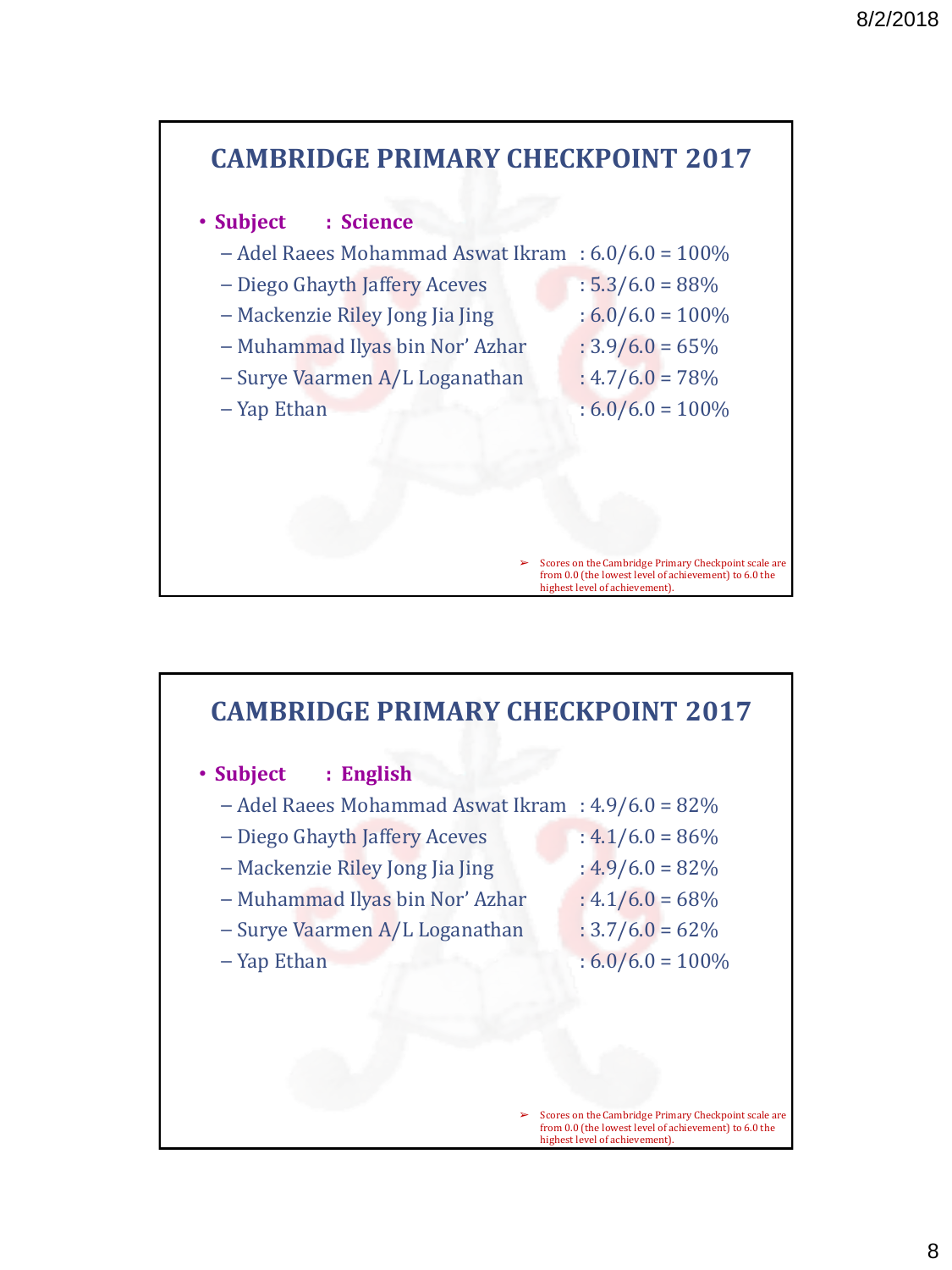## CAMBRIDGE PRIMARY CHECKPOINT 2017

- **Subject : Science**
  - Adel Raees Mohammad Aswat Ikram : 6.0/6.0 = 100%
  - Diego Ghayth Jaffery Aceves : 5.3/6.0 = 88%
  - Mackenzie Riley Jong Jia Jing : 6.0/6.0 = 100%
  - Muhammad Ilyas bin Nor' Azhar : 3.9/6.0 = 65%
  - Surye Vaarmen A/L Loganathan : 4.7/6.0 = 78%
  - Yap Ethan : 6.0/6.0 = 100%

➢ Scores on the Cambridge Primary Checkpoint scale are from 0.0 (the lowest level of achievement) to 6.0 the highest level of achievement).

## CAMBRIDGE PRIMARY CHECKPOINT 2017

- **Subject : English**
  - Adel Raees Mohammad Aswat Ikram : 4.9/6.0 = 82%
  - Diego Ghayth Jaffery Aceves : 4.1/6.0 = 86%
  - Mackenzie Riley Jong Jia Jing : 4.9/6.0 = 82%
  - Muhammad Ilyas bin Nor' Azhar : 4.1/6.0 = 68%
  - Surye Vaarmen A/L Loganathan : 3.7/6.0 = 62%
  - Yap Ethan : 6.0/6.0 = 100%

➢ Scores on the Cambridge Primary Checkpoint scale are from 0.0 (the lowest level of achievement) to 6.0 the highest level of achievement).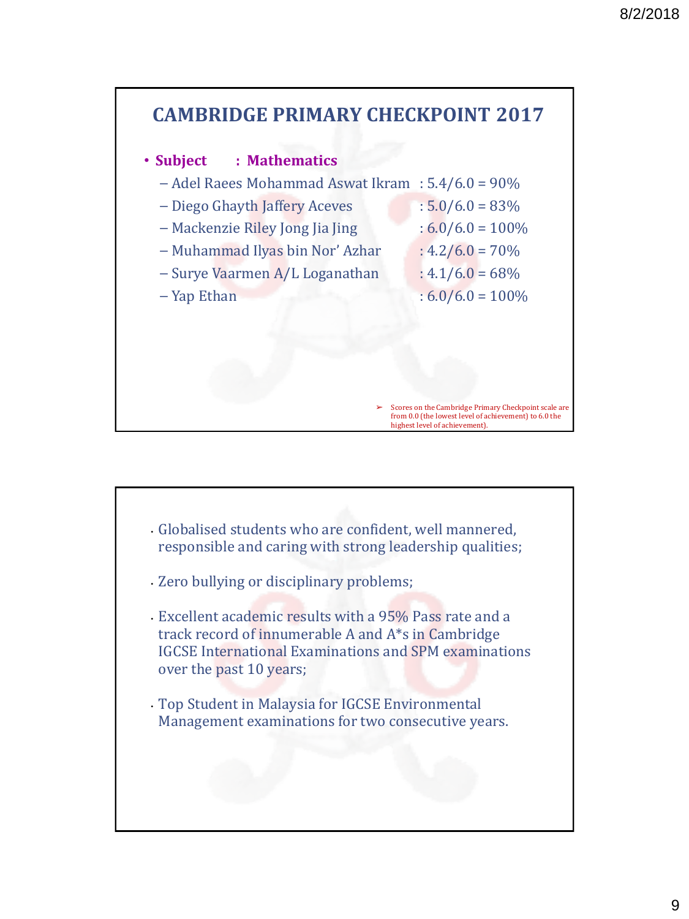## CAMBRIDGE PRIMARY CHECKPOINT 2017

- **Subject : Mathematics**
  - Adel Raees Mohammad Aswat Ikram : 5.4/6.0 = 90%
  - Diego Ghayth Jaffery Aceves : 5.0/6.0 = 83%
  - Mackenzie Riley Jong Jia Jing : 6.0/6.0 = 100%
  - Muhammad Ilyas bin Nor' Azhar : 4.2/6.0 = 70%
  - Surye Vaarmen A/L Loganathan : 4.1/6.0 = 68%
  - Yap Ethan : 6.0/6.0 = 100%

➢ Scores on the Cambridge Primary Checkpoint scale are from 0.0 (the lowest level of achievement) to 6.0 the highest level of achievement).

- Globalised students who are confident, well mannered, responsible and caring with strong leadership qualities;
- Zero bullying or disciplinary problems;
- Excellent academic results with a 95% Pass rate and a track record of innumerable A and A*s in Cambridge IGCSE International Examinations and SPM examinations over the past 10 years;
- Top Student in Malaysia for IGCSE Environmental Management examinations for two consecutive years.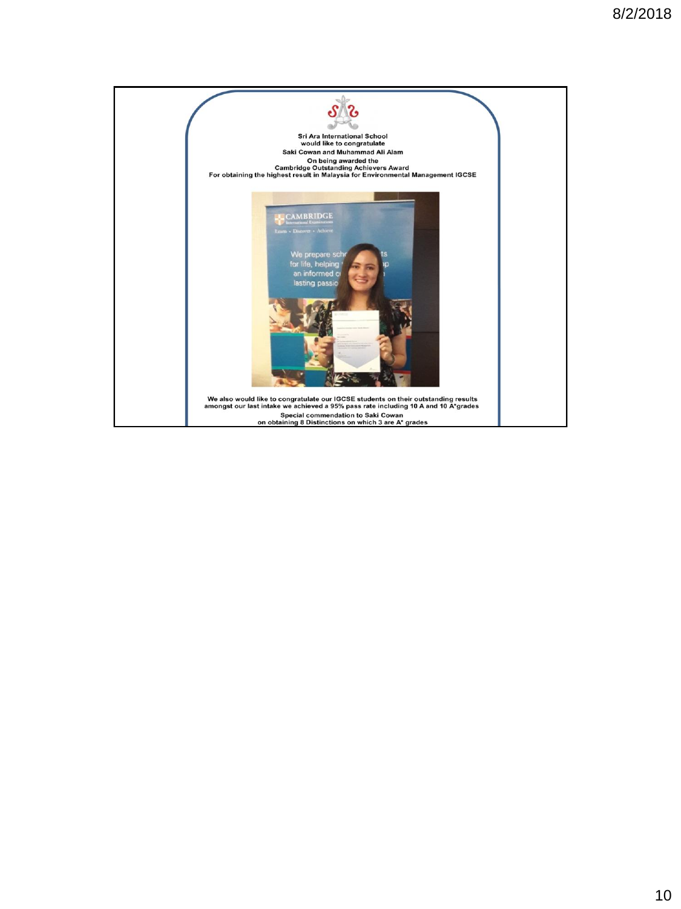Sri Ara International School
would like to congratulate
Saki Cowan and Muhammad Ali Alam
On being awarded the
Cambridge Outstanding Achievers Award
For obtaining the highest result in Malaysia for Environmental Management IGCSE

We also would like to congratulate our IGCSE students on their outstanding results amongst our last intake we achieved a 95% pass rate including 10 A and 10 A*grades

Special commendation to Saki Cowan
on obtaining 8 Distinctions on which 3 are A* grades